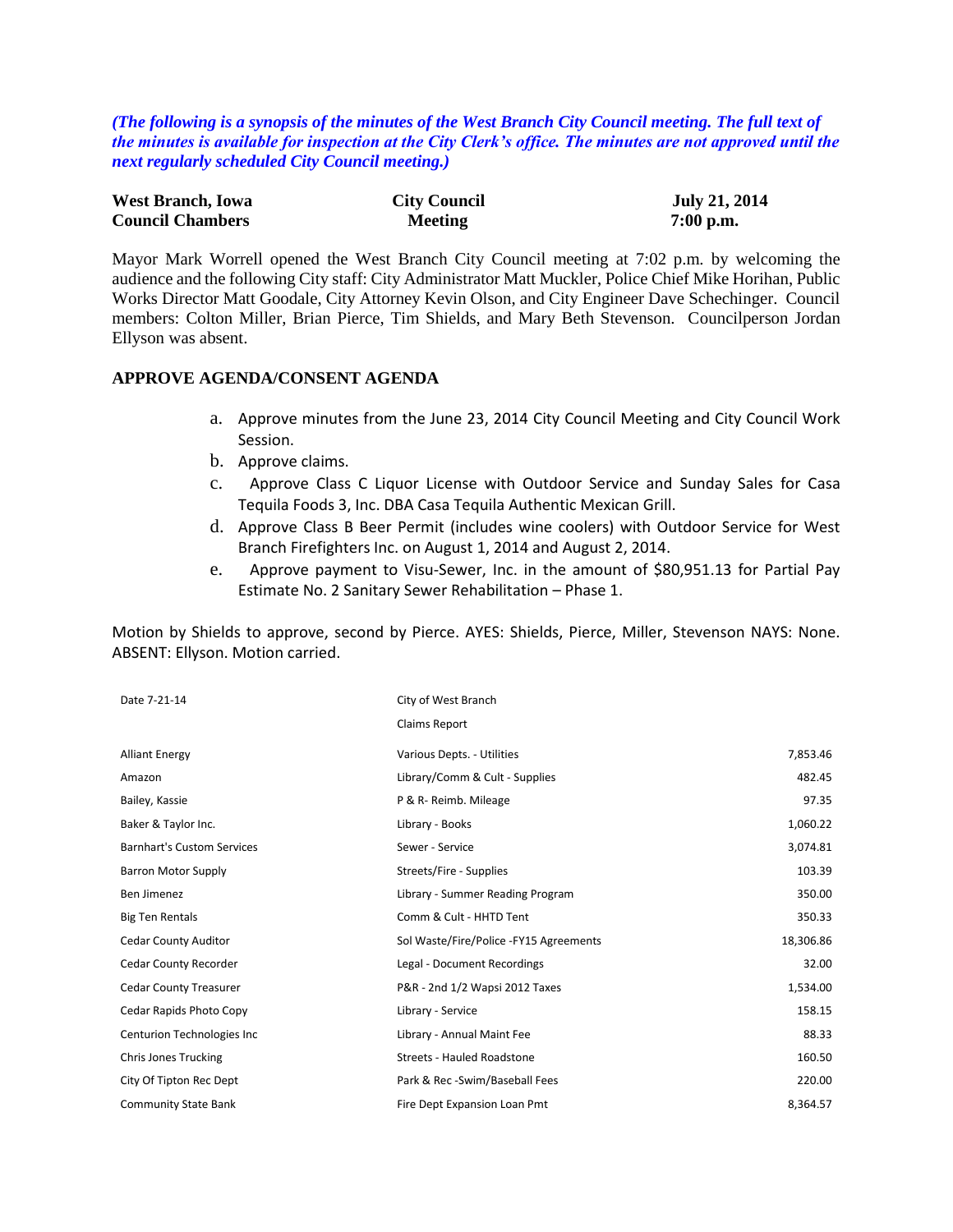*(The following is a synopsis of the minutes of the West Branch City Council meeting. The full text of the minutes is available for inspection at the City Clerk's office. The minutes are not approved until the next regularly scheduled City Council meeting.)*

| **West Branch, Iowa** | **City Council** | **July 21, 2014** |
|---|---|---|
| **Council Chambers** | **Meeting** | **7:00 p.m.** |

Mayor Mark Worrell opened the West Branch City Council meeting at 7:02 p.m. by welcoming the audience and the following City staff: City Administrator Matt Muckler, Police Chief Mike Horihan, Public Works Director Matt Goodale, City Attorney Kevin Olson, and City Engineer Dave Schechinger. Council members: Colton Miller, Brian Pierce, Tim Shields, and Mary Beth Stevenson. Councilperson Jordan Ellyson was absent.

## APPROVE AGENDA/CONSENT AGENDA

a. Approve minutes from the June 23, 2014 City Council Meeting and City Council Work Session.
b. Approve claims.
c. Approve Class C Liquor License with Outdoor Service and Sunday Sales for Casa Tequila Foods 3, Inc. DBA Casa Tequila Authentic Mexican Grill.
d. Approve Class B Beer Permit (includes wine coolers) with Outdoor Service for West Branch Firefighters Inc. on August 1, 2014 and August 2, 2014.
e. Approve payment to Visu-Sewer, Inc. in the amount of $80,951.13 for Partial Pay Estimate No. 2 Sanitary Sewer Rehabilitation – Phase 1.

Motion by Shields to approve, second by Pierce. AYES: Shields, Pierce, Miller, Stevenson NAYS: None. ABSENT: Ellyson. Motion carried.

| Date 7-21-14 | City of West Branch | |
|---|---|---|
| | Claims Report | |
| Alliant Energy | Various Depts. - Utilities | 7,853.46 |
| Amazon | Library/Comm & Cult - Supplies | 482.45 |
| Bailey, Kassie | P & R- Reimb. Mileage | 97.35 |
| Baker & Taylor Inc. | Library - Books | 1,060.22 |
| Barnhart's Custom Services | Sewer - Service | 3,074.81 |
| Barron Motor Supply | Streets/Fire - Supplies | 103.39 |
| Ben Jimenez | Library - Summer Reading Program | 350.00 |
| Big Ten Rentals | Comm & Cult - HHTD Tent | 350.33 |
| Cedar County Auditor | Sol Waste/Fire/Police -FY15 Agreements | 18,306.86 |
| Cedar County Recorder | Legal - Document Recordings | 32.00 |
| Cedar County Treasurer | P&R - 2nd 1/2 Wapsi 2012 Taxes | 1,534.00 |
| Cedar Rapids Photo Copy | Library - Service | 158.15 |
| Centurion Technologies Inc | Library - Annual Maint Fee | 88.33 |
| Chris Jones Trucking | Streets - Hauled Roadstone | 160.50 |
| City Of Tipton Rec Dept | Park & Rec -Swim/Baseball Fees | 220.00 |
| Community State Bank | Fire Dept Expansion Loan Pmt | 8,364.57 |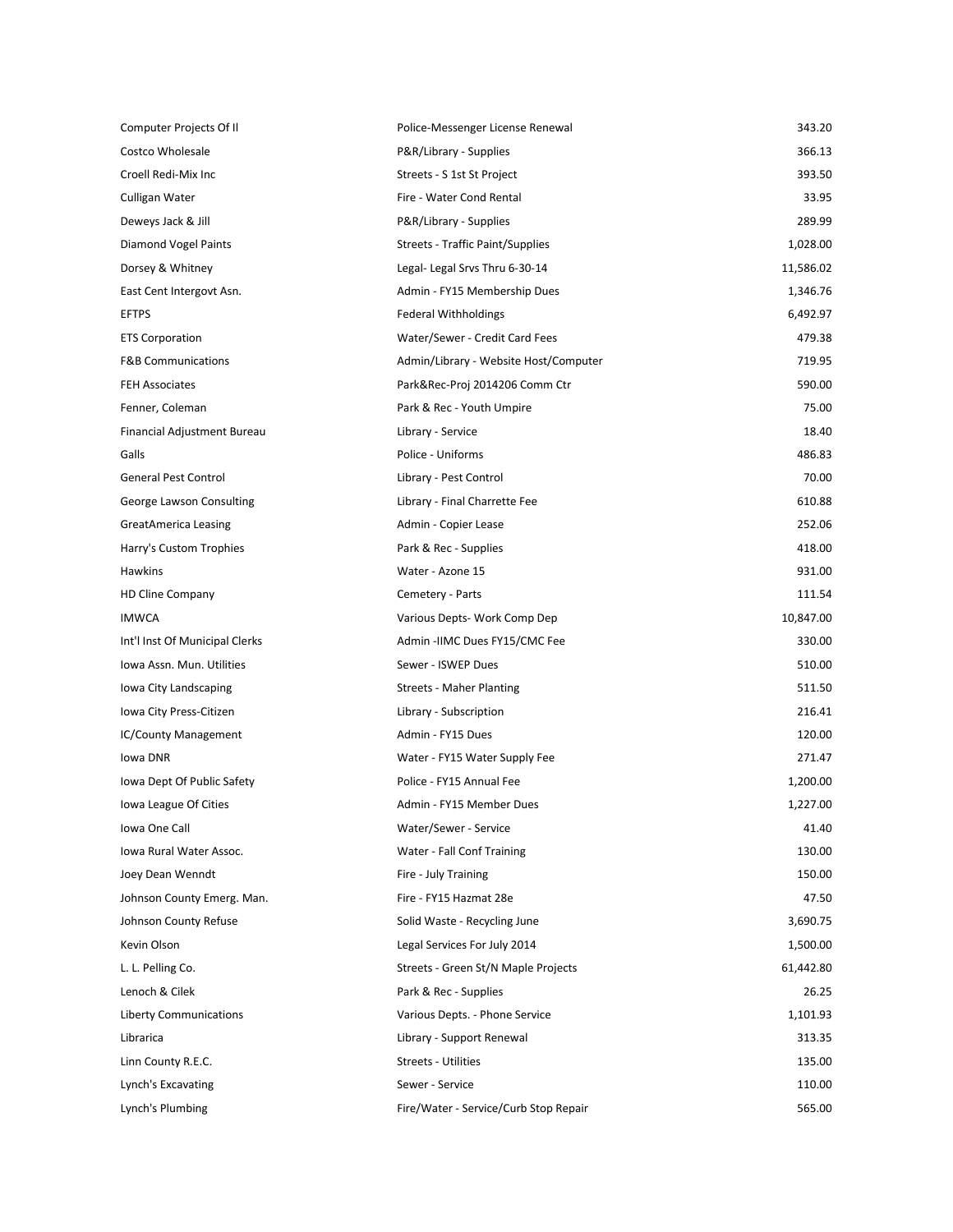| | | |
|---|---|---|
| Computer Projects Of Il | Police-Messenger License Renewal | 343.20 |
| Costco Wholesale | P&R/Library - Supplies | 366.13 |
| Croell Redi-Mix Inc | Streets - S 1st St Project | 393.50 |
| Culligan Water | Fire - Water Cond Rental | 33.95 |
| Deweys Jack & Jill | P&R/Library - Supplies | 289.99 |
| Diamond Vogel Paints | Streets - Traffic Paint/Supplies | 1,028.00 |
| Dorsey & Whitney | Legal- Legal Srvs Thru 6-30-14 | 11,586.02 |
| East Cent Intergovt Asn. | Admin - FY15 Membership Dues | 1,346.76 |
| EFTPS | Federal Withholdings | 6,492.97 |
| ETS Corporation | Water/Sewer - Credit Card Fees | 479.38 |
| F&B Communications | Admin/Library - Website Host/Computer | 719.95 |
| FEH Associates | Park&Rec-Proj 2014206 Comm Ctr | 590.00 |
| Fenner, Coleman | Park & Rec - Youth Umpire | 75.00 |
| Financial Adjustment Bureau | Library - Service | 18.40 |
| Galls | Police - Uniforms | 486.83 |
| General Pest Control | Library - Pest Control | 70.00 |
| George Lawson Consulting | Library - Final Charrette Fee | 610.88 |
| GreatAmerica Leasing | Admin - Copier Lease | 252.06 |
| Harry's Custom Trophies | Park & Rec - Supplies | 418.00 |
| Hawkins | Water - Azone 15 | 931.00 |
| HD Cline Company | Cemetery - Parts | 111.54 |
| IMWCA | Various Depts- Work Comp Dep | 10,847.00 |
| Int'l Inst Of Municipal Clerks | Admin -IIMC Dues FY15/CMC Fee | 330.00 |
| Iowa Assn. Mun. Utilities | Sewer - ISWEP Dues | 510.00 |
| Iowa City Landscaping | Streets - Maher Planting | 511.50 |
| Iowa City Press-Citizen | Library - Subscription | 216.41 |
| IC/County Management | Admin - FY15 Dues | 120.00 |
| Iowa DNR | Water - FY15 Water Supply Fee | 271.47 |
| Iowa Dept Of Public Safety | Police - FY15 Annual Fee | 1,200.00 |
| Iowa League Of Cities | Admin - FY15 Member Dues | 1,227.00 |
| Iowa One Call | Water/Sewer - Service | 41.40 |
| Iowa Rural Water Assoc. | Water - Fall Conf Training | 130.00 |
| Joey Dean Wenndt | Fire - July Training | 150.00 |
| Johnson County Emerg. Man. | Fire - FY15 Hazmat 28e | 47.50 |
| Johnson County Refuse | Solid Waste - Recycling June | 3,690.75 |
| Kevin Olson | Legal Services For July 2014 | 1,500.00 |
| L. L. Pelling Co. | Streets - Green St/N Maple Projects | 61,442.80 |
| Lenoch & Cilek | Park & Rec - Supplies | 26.25 |
| Liberty Communications | Various Depts. - Phone Service | 1,101.93 |
| Librarica | Library - Support Renewal | 313.35 |
| Linn County R.E.C. | Streets - Utilities | 135.00 |
| Lynch's Excavating | Sewer - Service | 110.00 |
| Lynch's Plumbing | Fire/Water - Service/Curb Stop Repair | 565.00 |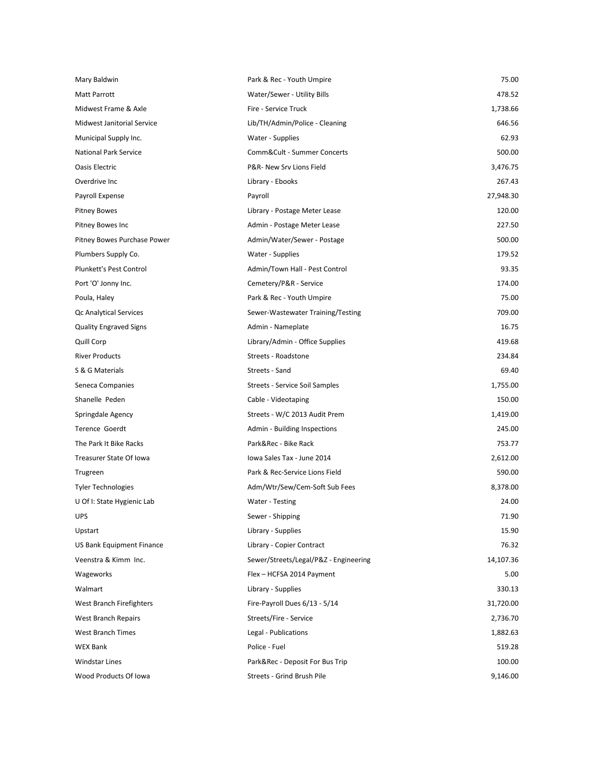| | | |
|---|---|---|
| Mary Baldwin | Park & Rec - Youth Umpire | 75.00 |
| Matt Parrott | Water/Sewer - Utility Bills | 478.52 |
| Midwest Frame & Axle | Fire - Service Truck | 1,738.66 |
| Midwest Janitorial Service | Lib/TH/Admin/Police - Cleaning | 646.56 |
| Municipal Supply Inc. | Water - Supplies | 62.93 |
| National Park Service | Comm&Cult - Summer Concerts | 500.00 |
| Oasis Electric | P&R- New Srv Lions Field | 3,476.75 |
| Overdrive Inc | Library - Ebooks | 267.43 |
| Payroll Expense | Payroll | 27,948.30 |
| Pitney Bowes | Library - Postage Meter Lease | 120.00 |
| Pitney Bowes Inc | Admin - Postage Meter Lease | 227.50 |
| Pitney Bowes Purchase Power | Admin/Water/Sewer - Postage | 500.00 |
| Plumbers Supply Co. | Water - Supplies | 179.52 |
| Plunkett's Pest Control | Admin/Town Hall - Pest Control | 93.35 |
| Port 'O' Jonny Inc. | Cemetery/P&R - Service | 174.00 |
| Poula, Haley | Park & Rec - Youth Umpire | 75.00 |
| Qc Analytical Services | Sewer-Wastewater Training/Testing | 709.00 |
| Quality Engraved Signs | Admin - Nameplate | 16.75 |
| Quill Corp | Library/Admin - Office Supplies | 419.68 |
| River Products | Streets - Roadstone | 234.84 |
| S & G Materials | Streets - Sand | 69.40 |
| Seneca Companies | Streets - Service Soil Samples | 1,755.00 |
| Shanelle Peden | Cable - Videotaping | 150.00 |
| Springdale Agency | Streets - W/C 2013 Audit Prem | 1,419.00 |
| Terence Goerdt | Admin - Building Inspections | 245.00 |
| The Park It Bike Racks | Park&Rec - Bike Rack | 753.77 |
| Treasurer State Of Iowa | Iowa Sales Tax - June 2014 | 2,612.00 |
| Trugreen | Park & Rec-Service Lions Field | 590.00 |
| Tyler Technologies | Adm/Wtr/Sew/Cem-Soft Sub Fees | 8,378.00 |
| U Of I: State Hygienic Lab | Water - Testing | 24.00 |
| UPS | Sewer - Shipping | 71.90 |
| Upstart | Library - Supplies | 15.90 |
| US Bank Equipment Finance | Library - Copier Contract | 76.32 |
| Veenstra & Kimm Inc. | Sewer/Streets/Legal/P&Z - Engineering | 14,107.36 |
| Wageworks | Flex – HCFSA 2014 Payment | 5.00 |
| Walmart | Library - Supplies | 330.13 |
| West Branch Firefighters | Fire-Payroll Dues 6/13 - 5/14 | 31,720.00 |
| West Branch Repairs | Streets/Fire - Service | 2,736.70 |
| West Branch Times | Legal - Publications | 1,882.63 |
| WEX Bank | Police - Fuel | 519.28 |
| Windstar Lines | Park&Rec - Deposit For Bus Trip | 100.00 |
| Wood Products Of Iowa | Streets - Grind Brush Pile | 9,146.00 |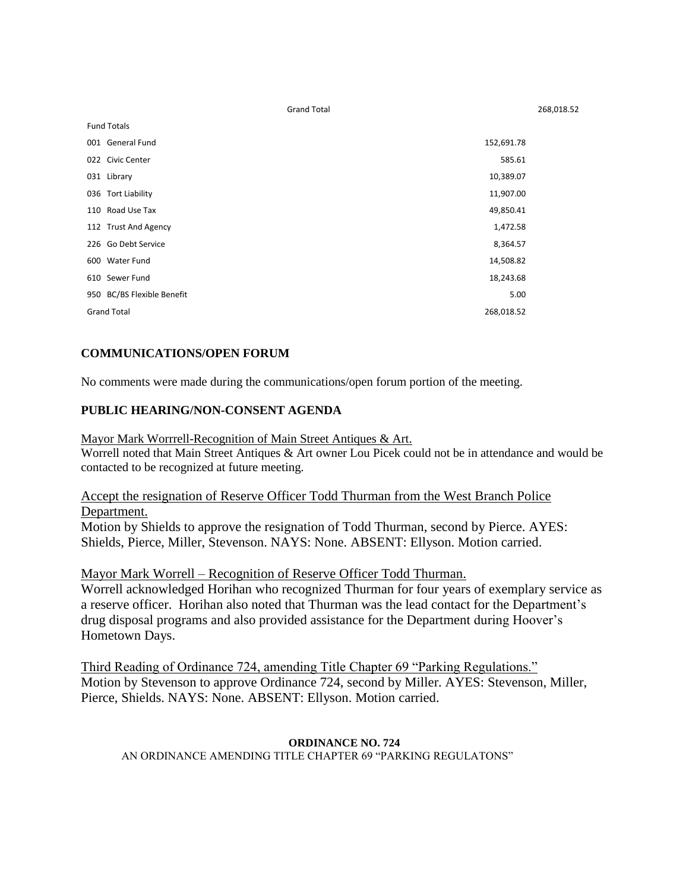| | | |
|---|---|---|
| Grand Total | | 268,018.52 |

| Fund Totals | |
|---|---|
| 001 General Fund | 152,691.78 |
| 022 Civic Center | 585.61 |
| 031 Library | 10,389.07 |
| 036 Tort Liability | 11,907.00 |
| 110 Road Use Tax | 49,850.41 |
| 112 Trust And Agency | 1,472.58 |
| 226 Go Debt Service | 8,364.57 |
| 600 Water Fund | 14,508.82 |
| 610 Sewer Fund | 18,243.68 |
| 950 BC/BS Flexible Benefit | 5.00 |
| Grand Total | 268,018.52 |

**COMMUNICATIONS/OPEN FORUM**

No comments were made during the communications/open forum portion of the meeting.

**PUBLIC HEARING/NON-CONSENT AGENDA**

Mayor Mark Worrrell-Recognition of Main Street Antiques & Art.
Worrell noted that Main Street Antiques & Art owner Lou Picek could not be in attendance and would be contacted to be recognized at future meeting.

Accept the resignation of Reserve Officer Todd Thurman from the West Branch Police Department.
Motion by Shields to approve the resignation of Todd Thurman, second by Pierce. AYES: Shields, Pierce, Miller, Stevenson. NAYS: None. ABSENT: Ellyson. Motion carried.

Mayor Mark Worrell – Recognition of Reserve Officer Todd Thurman.
Worrell acknowledged Horihan who recognized Thurman for four years of exemplary service as a reserve officer. Horihan also noted that Thurman was the lead contact for the Department's drug disposal programs and also provided assistance for the Department during Hoover's Hometown Days.

Third Reading of Ordinance 724, amending Title Chapter 69 "Parking Regulations."
Motion by Stevenson to approve Ordinance 724, second by Miller. AYES: Stevenson, Miller, Pierce, Shields. NAYS: None. ABSENT: Ellyson. Motion carried.

**ORDINANCE NO. 724**
AN ORDINANCE AMENDING TITLE CHAPTER 69 "PARKING REGULATONS"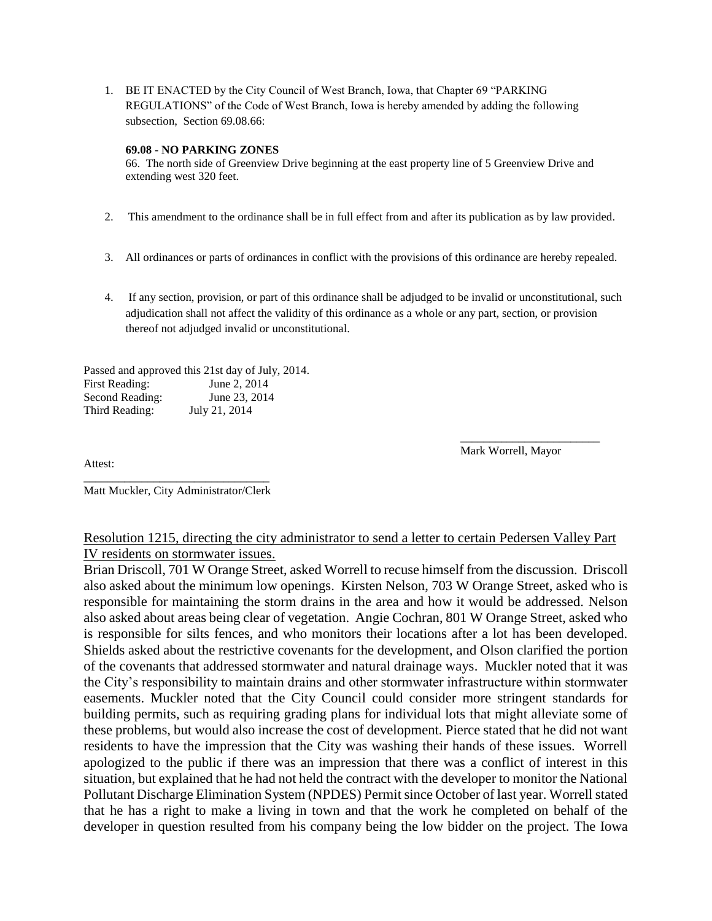1. BE IT ENACTED by the City Council of West Branch, Iowa, that Chapter 69 "PARKING REGULATIONS" of the Code of West Branch, Iowa is hereby amended by adding the following subsection, Section 69.08.66:

   **69.08 - NO PARKING ZONES**
   66. The north side of Greenview Drive beginning at the east property line of 5 Greenview Drive and extending west 320 feet.

2. This amendment to the ordinance shall be in full effect from and after its publication as by law provided.

3. All ordinances or parts of ordinances in conflict with the provisions of this ordinance are hereby repealed.

4. If any section, provision, or part of this ordinance shall be adjudged to be invalid or unconstitutional, such adjudication shall not affect the validity of this ordinance as a whole or any part, section, or provision thereof not adjudged invalid or unconstitutional.

Passed and approved this 21st day of July, 2014.
First Reading: June 2, 2014
Second Reading: June 23, 2014
Third Reading: July 21, 2014

\_\_\_\_\_\_\_\_\_\_\_\_\_\_\_\_\_\_\_\_\_\_\_\_
Mark Worrell, Mayor

Attest:
\_\_\_\_\_\_\_\_\_\_\_\_\_\_\_\_\_\_\_\_\_\_\_\_\_\_\_\_\_\_\_
Matt Muckler, City Administrator/Clerk

<u>Resolution 1215, directing the city administrator to send a letter to certain Pedersen Valley Part IV residents on stormwater issues.</u>
Brian Driscoll, 701 W Orange Street, asked Worrell to recuse himself from the discussion. Driscoll also asked about the minimum low openings. Kirsten Nelson, 703 W Orange Street, asked who is responsible for maintaining the storm drains in the area and how it would be addressed. Nelson also asked about areas being clear of vegetation. Angie Cochran, 801 W Orange Street, asked who is responsible for silts fences, and who monitors their locations after a lot has been developed. Shields asked about the restrictive covenants for the development, and Olson clarified the portion of the covenants that addressed stormwater and natural drainage ways. Muckler noted that it was the City's responsibility to maintain drains and other stormwater infrastructure within stormwater easements. Muckler noted that the City Council could consider more stringent standards for building permits, such as requiring grading plans for individual lots that might alleviate some of these problems, but would also increase the cost of development. Pierce stated that he did not want residents to have the impression that the City was washing their hands of these issues. Worrell apologized to the public if there was an impression that there was a conflict of interest in this situation, but explained that he had not held the contract with the developer to monitor the National Pollutant Discharge Elimination System (NPDES) Permit since October of last year. Worrell stated that he has a right to make a living in town and that the work he completed on behalf of the developer in question resulted from his company being the low bidder on the project. The Iowa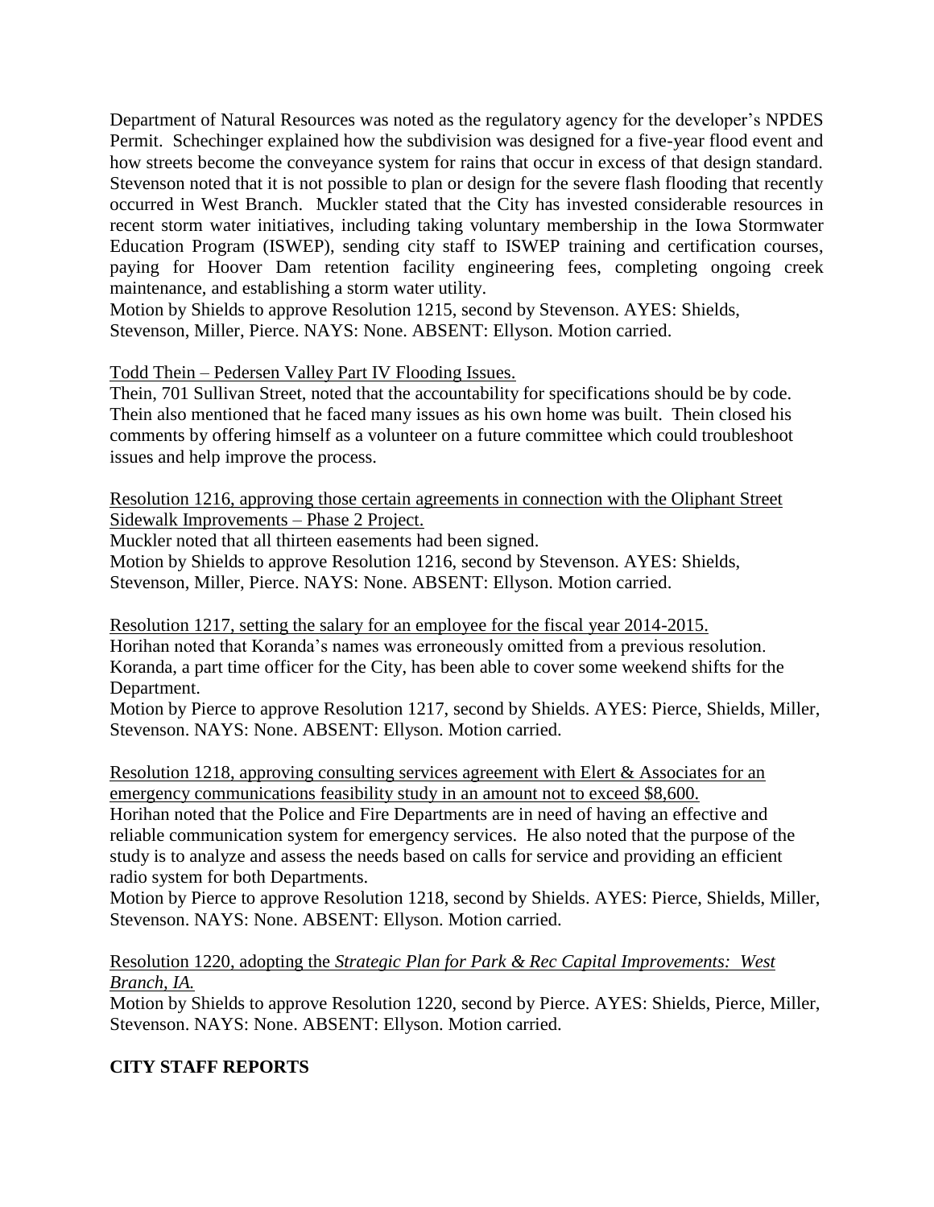Department of Natural Resources was noted as the regulatory agency for the developer's NPDES Permit. Schechinger explained how the subdivision was designed for a five-year flood event and how streets become the conveyance system for rains that occur in excess of that design standard. Stevenson noted that it is not possible to plan or design for the severe flash flooding that recently occurred in West Branch. Muckler stated that the City has invested considerable resources in recent storm water initiatives, including taking voluntary membership in the Iowa Stormwater Education Program (ISWEP), sending city staff to ISWEP training and certification courses, paying for Hoover Dam retention facility engineering fees, completing ongoing creek maintenance, and establishing a storm water utility.
Motion by Shields to approve Resolution 1215, second by Stevenson. AYES: Shields, Stevenson, Miller, Pierce. NAYS: None. ABSENT: Ellyson. Motion carried.

Todd Thein – Pedersen Valley Part IV Flooding Issues.
Thein, 701 Sullivan Street, noted that the accountability for specifications should be by code. Thein also mentioned that he faced many issues as his own home was built. Thein closed his comments by offering himself as a volunteer on a future committee which could troubleshoot issues and help improve the process.

Resolution 1216, approving those certain agreements in connection with the Oliphant Street Sidewalk Improvements – Phase 2 Project.
Muckler noted that all thirteen easements had been signed.
Motion by Shields to approve Resolution 1216, second by Stevenson. AYES: Shields, Stevenson, Miller, Pierce. NAYS: None. ABSENT: Ellyson. Motion carried.

Resolution 1217, setting the salary for an employee for the fiscal year 2014-2015.
Horihan noted that Koranda's names was erroneously omitted from a previous resolution. Koranda, a part time officer for the City, has been able to cover some weekend shifts for the Department.
Motion by Pierce to approve Resolution 1217, second by Shields. AYES: Pierce, Shields, Miller, Stevenson. NAYS: None. ABSENT: Ellyson. Motion carried.

Resolution 1218, approving consulting services agreement with Elert & Associates for an emergency communications feasibility study in an amount not to exceed $8,600.
Horihan noted that the Police and Fire Departments are in need of having an effective and reliable communication system for emergency services. He also noted that the purpose of the study is to analyze and assess the needs based on calls for service and providing an efficient radio system for both Departments.
Motion by Pierce to approve Resolution 1218, second by Shields. AYES: Pierce, Shields, Miller, Stevenson. NAYS: None. ABSENT: Ellyson. Motion carried.

Resolution 1220, adopting the *Strategic Plan for Park & Rec Capital Improvements: West Branch, IA.*
Motion by Shields to approve Resolution 1220, second by Pierce. AYES: Shields, Pierce, Miller, Stevenson. NAYS: None. ABSENT: Ellyson. Motion carried.

**CITY STAFF REPORTS**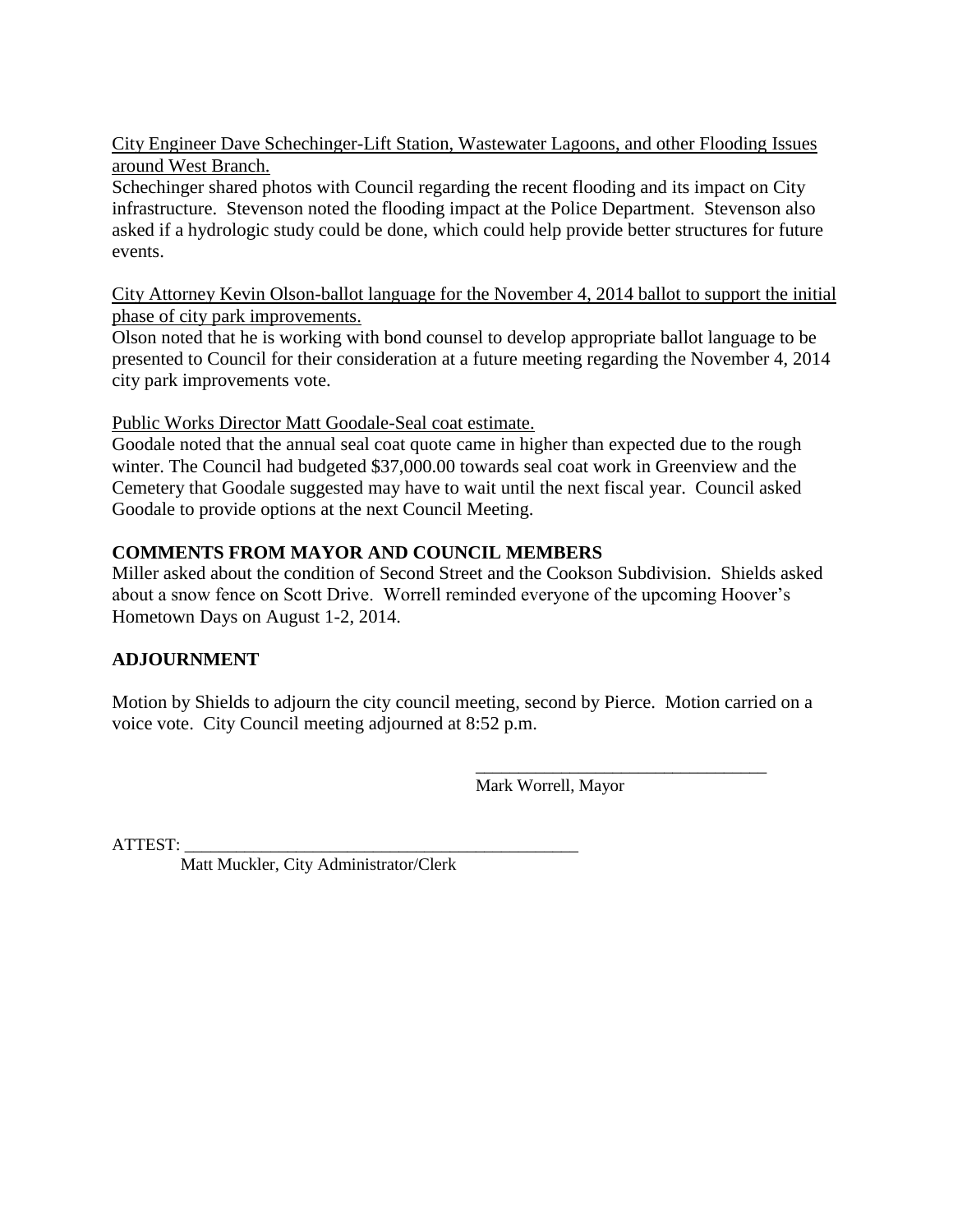City Engineer Dave Schechinger-Lift Station, Wastewater Lagoons, and other Flooding Issues around West Branch.

Schechinger shared photos with Council regarding the recent flooding and its impact on City infrastructure. Stevenson noted the flooding impact at the Police Department. Stevenson also asked if a hydrologic study could be done, which could help provide better structures for future events.

City Attorney Kevin Olson-ballot language for the November 4, 2014 ballot to support the initial phase of city park improvements.

Olson noted that he is working with bond counsel to develop appropriate ballot language to be presented to Council for their consideration at a future meeting regarding the November 4, 2014 city park improvements vote.

Public Works Director Matt Goodale-Seal coat estimate.

Goodale noted that the annual seal coat quote came in higher than expected due to the rough winter. The Council had budgeted $37,000.00 towards seal coat work in Greenview and the Cemetery that Goodale suggested may have to wait until the next fiscal year. Council asked Goodale to provide options at the next Council Meeting.

## COMMENTS FROM MAYOR AND COUNCIL MEMBERS

Miller asked about the condition of Second Street and the Cookson Subdivision. Shields asked about a snow fence on Scott Drive. Worrell reminded everyone of the upcoming Hoover's Hometown Days on August 1-2, 2014.

## ADJOURNMENT

Motion by Shields to adjourn the city council meeting, second by Pierce. Motion carried on a voice vote. City Council meeting adjourned at 8:52 p.m.

\_\_\_\_\_\_\_\_\_\_\_\_\_\_\_\_\_\_\_\_\_\_\_\_\_\_\_\_\_\_\_\_\_\_

Mark Worrell, Mayor

ATTEST: \_\_\_\_\_\_\_\_\_\_\_\_\_\_\_\_\_\_\_\_\_\_\_\_\_\_\_\_\_\_\_\_\_\_\_\_\_\_\_\_\_\_\_\_\_\_

Matt Muckler, City Administrator/Clerk